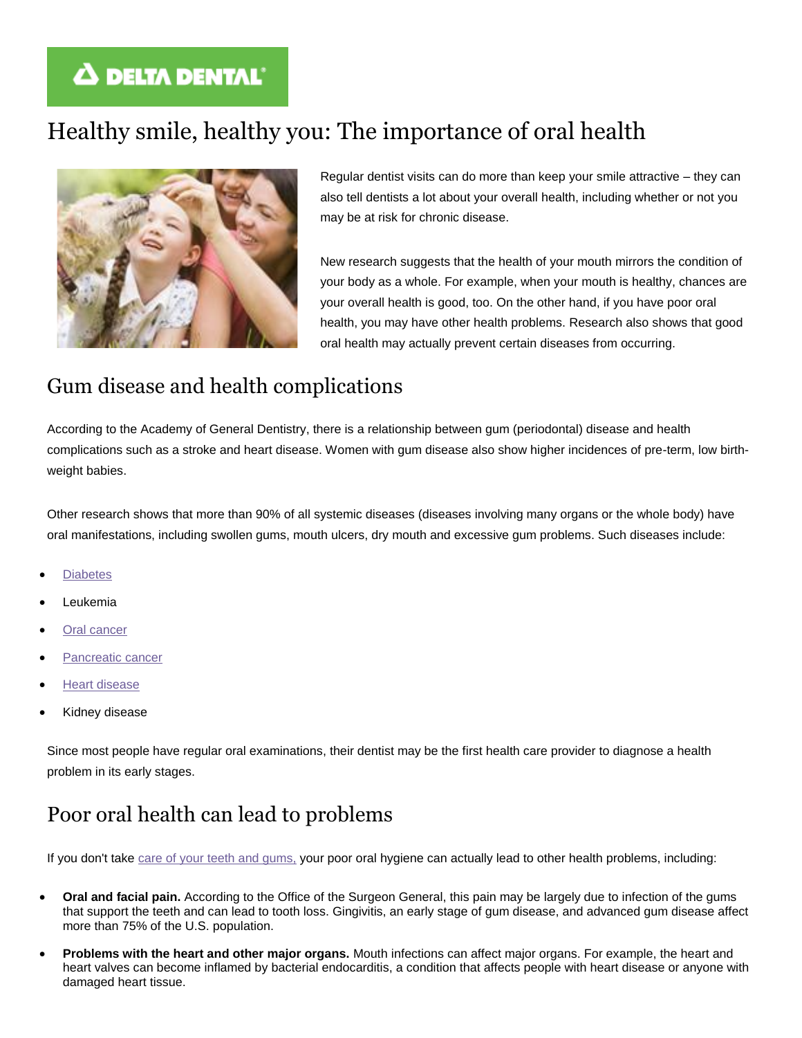DELTA DENTAL

# Healthy smile, healthy you: The importance of oral health

Regular dentist visits can do more than keep your smile attractive – they can also tell dentists a lot about your overall health, including whether or not you may be at risk for chronic disease.

New research suggests that the health of your mouth mirrors the condition of your body as a whole. For example, when your mouth is healthy, chances are your overall health is good, too. On the other hand, if you have poor oral health, you may have other health problems. Research also shows that good oral health may actually prevent certain diseases from occurring.

## Gum disease and health complications

According to the Academy of General Dentistry, there is a relationship between gum (periodontal) disease and health complications such as a stroke and heart disease. Women with gum disease also show higher incidences of pre-term, low birth-weight babies.

Other research shows that more than 90% of all systemic diseases (diseases involving many organs or the whole body) have oral manifestations, including swollen gums, mouth ulcers, dry mouth and excessive gum problems. Such diseases include:

- Diabetes
- Leukemia
- Oral cancer
- Pancreatic cancer
- Heart disease
- Kidney disease

Since most people have regular oral examinations, their dentist may be the first health care provider to diagnose a health problem in its early stages.

## Poor oral health can lead to problems

If you don't take care of your teeth and gums, your poor oral hygiene can actually lead to other health problems, including:

- **Oral and facial pain.** According to the Office of the Surgeon General, this pain may be largely due to infection of the gums that support the teeth and can lead to tooth loss. Gingivitis, an early stage of gum disease, and advanced gum disease affect more than 75% of the U.S. population.
- **Problems with the heart and other major organs.** Mouth infections can affect major organs. For example, the heart and heart valves can become inflamed by bacterial endocarditis, a condition that affects people with heart disease or anyone with damaged heart tissue.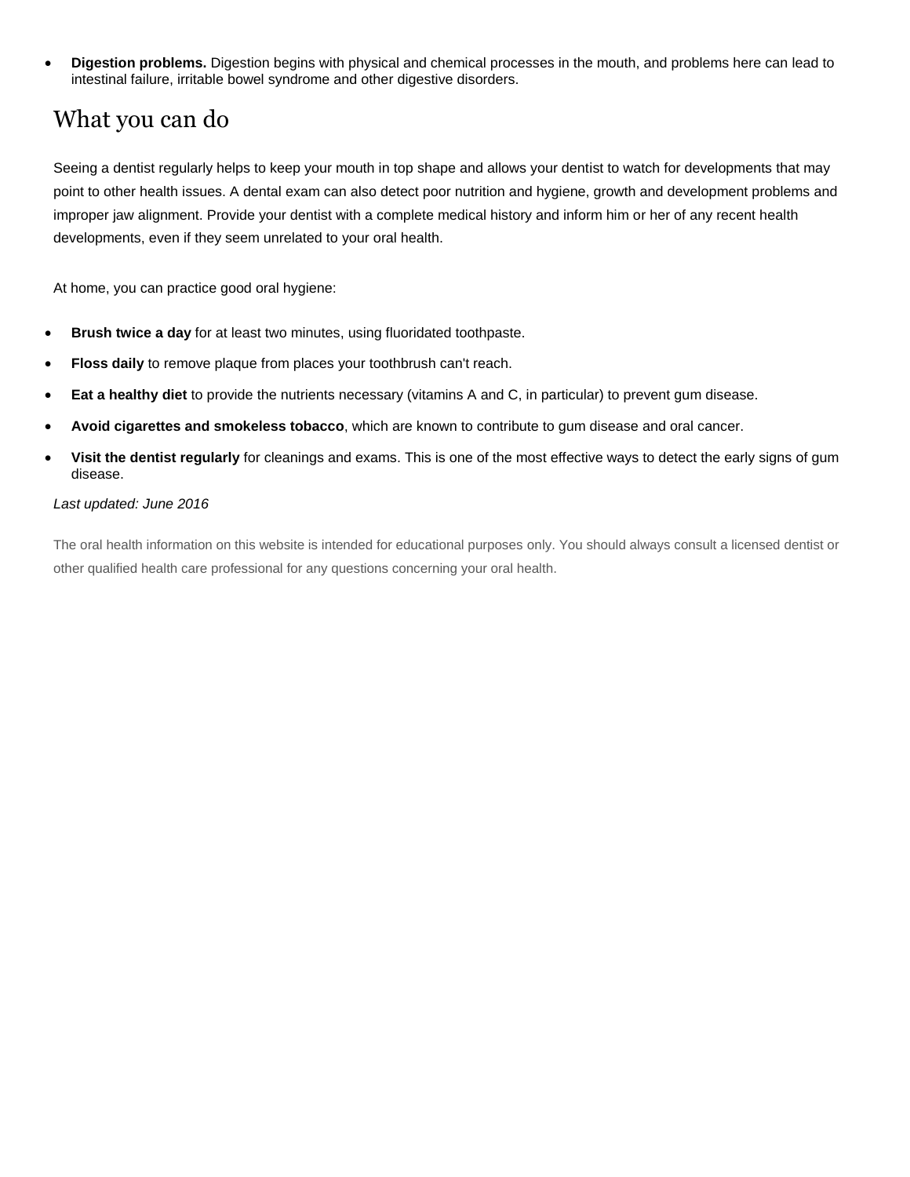- **Digestion problems.** Digestion begins with physical and chemical processes in the mouth, and problems here can lead to intestinal failure, irritable bowel syndrome and other digestive disorders.

## What you can do

Seeing a dentist regularly helps to keep your mouth in top shape and allows your dentist to watch for developments that may point to other health issues. A dental exam can also detect poor nutrition and hygiene, growth and development problems and improper jaw alignment. Provide your dentist with a complete medical history and inform him or her of any recent health developments, even if they seem unrelated to your oral health.

At home, you can practice good oral hygiene:

- **Brush twice a day** for at least two minutes, using fluoridated toothpaste.
- **Floss daily** to remove plaque from places your toothbrush can't reach.
- **Eat a healthy diet** to provide the nutrients necessary (vitamins A and C, in particular) to prevent gum disease.
- **Avoid cigarettes and smokeless tobacco**, which are known to contribute to gum disease and oral cancer.
- **Visit the dentist regularly** for cleanings and exams. This is one of the most effective ways to detect the early signs of gum disease.

*Last updated: June 2016*

The oral health information on this website is intended for educational purposes only. You should always consult a licensed dentist or other qualified health care professional for any questions concerning your oral health.